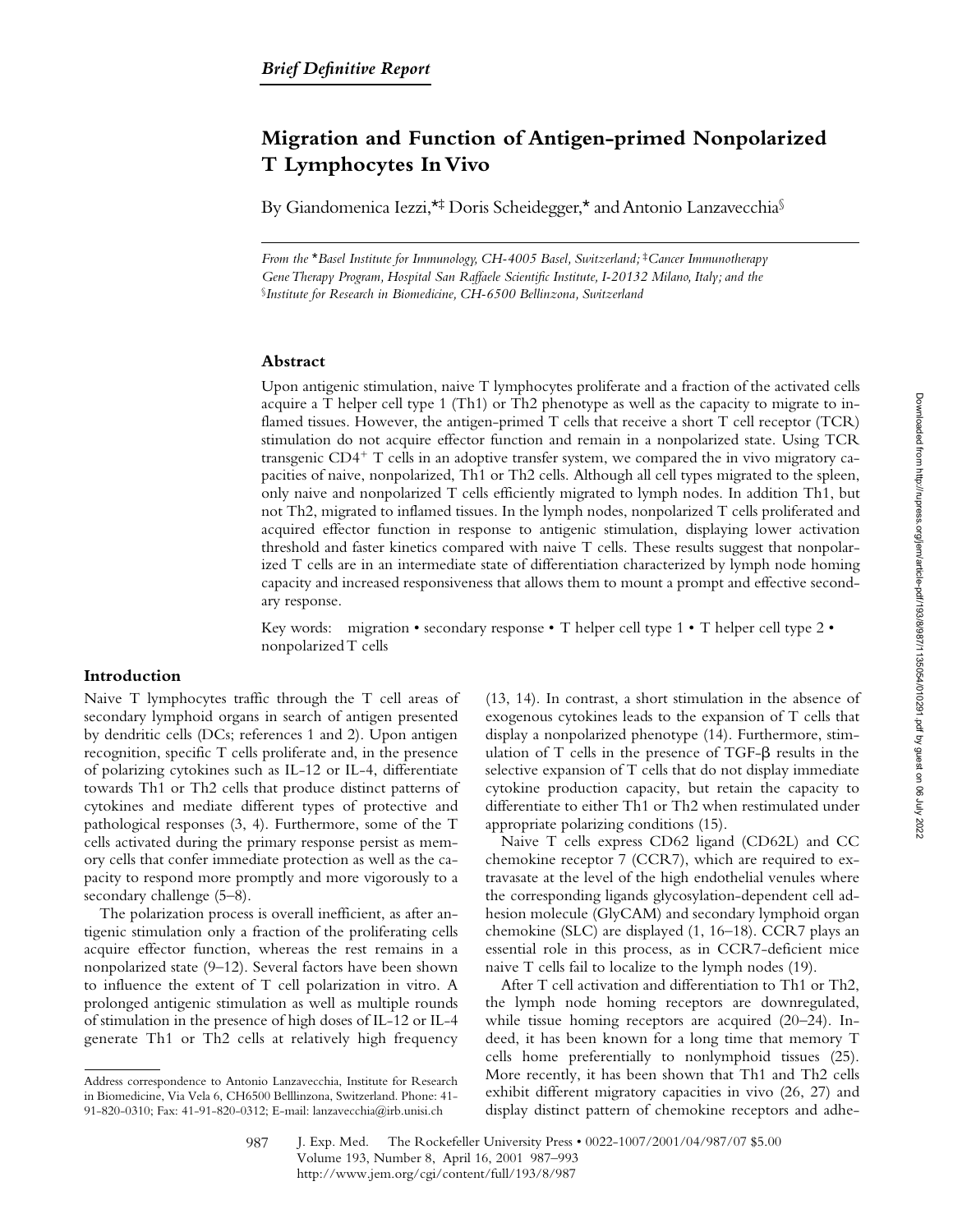*Brief Definitive Report*

# Migration and Function of Antigen-primed Nonpolarized T Lymphocytes In Vivo

By Giandomenica Iezzi,*‡ Doris Scheidegger,* and Antonio Lanzavecchia§

*From the \*Basel Institute for Immunology, CH-4005 Basel, Switzerland; ‡Cancer Immunotherapy Gene Therapy Program, Hospital San Raffaele Scientific Institute, I-20132 Milano, Italy; and the §Institute for Research in Biomedicine, CH-6500 Bellinzona, Switzerland*

## Abstract

Upon antigenic stimulation, naive T lymphocytes proliferate and a fraction of the activated cells acquire a T helper cell type 1 (Th1) or Th2 phenotype as well as the capacity to migrate to inflamed tissues. However, the antigen-primed T cells that receive a short T cell receptor (TCR) stimulation do not acquire effector function and remain in a nonpolarized state. Using TCR transgenic $CD4^+$ T cells in an adoptive transfer system, we compared the in vivo migratory capacities of naive, nonpolarized, Th1 or Th2 cells. Although all cell types migrated to the spleen, only naive and nonpolarized T cells efficiently migrated to lymph nodes. In addition Th1, but not Th2, migrated to inflamed tissues. In the lymph nodes, nonpolarized T cells proliferated and acquired effector function in response to antigenic stimulation, displaying lower activation threshold and faster kinetics compared with naive T cells. These results suggest that nonpolarized T cells are in an intermediate state of differentiation characterized by lymph node homing capacity and increased responsiveness that allows them to mount a prompt and effective secondary response.

Key words: migration • secondary response • T helper cell type 1 • T helper cell type 2 • nonpolarized T cells

## Introduction

Naive T lymphocytes traffic through the T cell areas of secondary lymphoid organs in search of antigen presented by dendritic cells (DCs; references 1 and 2). Upon antigen recognition, specific T cells proliferate and, in the presence of polarizing cytokines such as IL-12 or IL-4, differentiate towards Th1 or Th2 cells that produce distinct patterns of cytokines and mediate different types of protective and pathological responses (3, 4). Furthermore, some of the T cells activated during the primary response persist as memory cells that confer immediate protection as well as the capacity to respond more promptly and more vigorously to a secondary challenge (5–8).

The polarization process is overall inefficient, as after antigenic stimulation only a fraction of the proliferating cells acquire effector function, whereas the rest remains in a nonpolarized state (9–12). Several factors have been shown to influence the extent of T cell polarization in vitro. A prolonged antigenic stimulation as well as multiple rounds of stimulation in the presence of high doses of IL-12 or IL-4 generate Th1 or Th2 cells at relatively high frequency (13, 14). In contrast, a short stimulation in the absence of exogenous cytokines leads to the expansion of T cells that display a nonpolarized phenotype (14). Furthermore, stimulation of T cells in the presence of TGF-β results in the selective expansion of T cells that do not display immediate cytokine production capacity, but retain the capacity to differentiate to either Th1 or Th2 when restimulated under appropriate polarizing conditions (15).

Naive T cells express CD62 ligand (CD62L) and CC chemokine receptor 7 (CCR7), which are required to extravasate at the level of the high endothelial venules where the corresponding ligands glycosylation-dependent cell adhesion molecule (GlyCAM) and secondary lymphoid organ chemokine (SLC) are displayed (1, 16–18). CCR7 plays an essential role in this process, as in CCR7-deficient mice naive T cells fail to localize to the lymph nodes (19).

After T cell activation and differentiation to Th1 or Th2, the lymph node homing receptors are downregulated, while tissue homing receptors are acquired (20–24). Indeed, it has been known for a long time that memory T cells home preferentially to nonlymphoid tissues (25). More recently, it has been shown that Th1 and Th2 cells exhibit different migratory capacities in vivo (26, 27) and display distinct pattern of chemokine receptors and adhe-

Address correspondence to Antonio Lanzavecchia, Institute for Research in Biomedicine, Via Vela 6, CH6500 Belllinzona, Switzerland. Phone: 41-91-820-0310; Fax: 41-91-820-0312; E-mail: lanzavecchia@irb.unisi.ch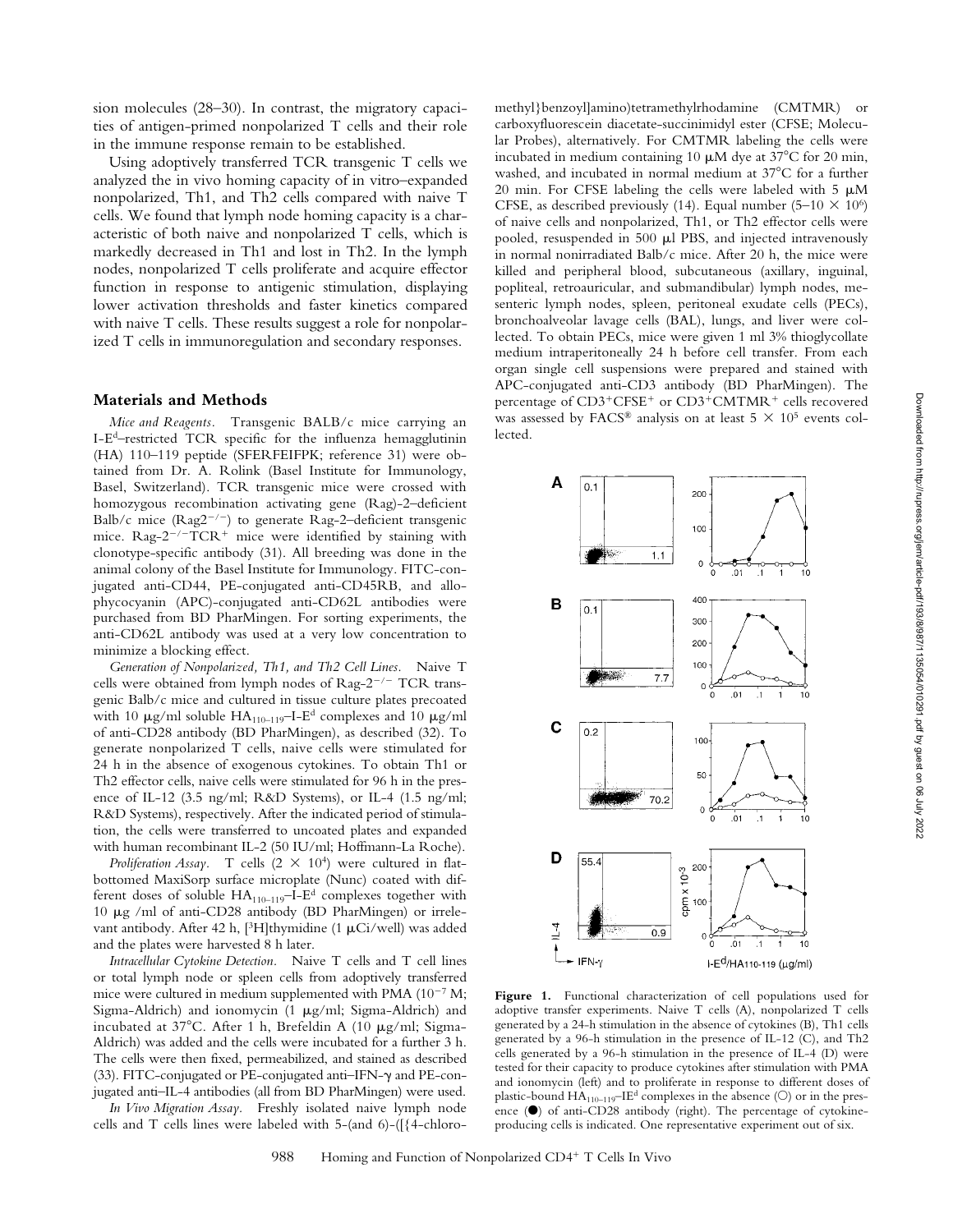sion molecules (28–30). In contrast, the migratory capacities of antigen-primed nonpolarized T cells and their role in the immune response remain to be established.

Using adoptively transferred TCR transgenic T cells we analyzed the in vivo homing capacity of in vitro–expanded nonpolarized, Th1, and Th2 cells compared with naive T cells. We found that lymph node homing capacity is a characteristic of both naive and nonpolarized T cells, which is markedly decreased in Th1 and lost in Th2. In the lymph nodes, nonpolarized T cells proliferate and acquire effector function in response to antigenic stimulation, displaying lower activation thresholds and faster kinetics compared with naive T cells. These results suggest a role for nonpolarized T cells in immunoregulation and secondary responses.

## Materials and Methods

*Mice and Reagents.* Transgenic BALB/c mice carrying an I-E$^d$–restricted TCR specific for the influenza hemagglutinin (HA) 110–119 peptide (SFERFEIFPK; reference 31) were obtained from Dr. A. Rolink (Basel Institute for Immunology, Basel, Switzerland). TCR transgenic mice were crossed with homozygous recombination activating gene (Rag)-2–deficient Balb/c mice (Rag2$^{-/-}$) to generate Rag-2–deficient transgenic mice. Rag-2$^{-/-}$TCR$^+$ mice were identified by staining with clonotype-specific antibody (31). All breeding was done in the animal colony of the Basel Institute for Immunology. FITC-conjugated anti-CD44, PE-conjugated anti-CD45RB, and allophycocyanin (APC)-conjugated anti-CD62L antibodies were purchased from BD PharMingen. For sorting experiments, the anti-CD62L antibody was used at a very low concentration to minimize a blocking effect.

*Generation of Nonpolarized, Th1, and Th2 Cell Lines.* Naive T cells were obtained from lymph nodes of Rag-2$^{-/-}$ TCR transgenic Balb/c mice and cultured in tissue culture plates precoated with 10 μg/ml soluble HA$_{110–119}$–I-E$^d$ complexes and 10 μg/ml of anti-CD28 antibody (BD PharMingen), as described (32). To generate nonpolarized T cells, naive cells were stimulated for 24 h in the absence of exogenous cytokines. To obtain Th1 or Th2 effector cells, naive cells were stimulated for 96 h in the presence of IL-12 (3.5 ng/ml; R&D Systems), or IL-4 (1.5 ng/ml; R&D Systems), respectively. After the indicated period of stimulation, the cells were transferred to uncoated plates and expanded with human recombinant IL-2 (50 IU/ml; Hoffmann-La Roche).

*Proliferation Assay.* T cells (2 × 10$^4$) were cultured in flat-bottomed MaxiSorp surface microplate (Nunc) coated with different doses of soluble HA$_{110–119}$–I-E$^d$ complexes together with 10 μg /ml of anti-CD28 antibody (BD PharMingen) or irrelevant antibody. After 42 h, [$^3$H]thymidine (1 μCi/well) was added and the plates were harvested 8 h later.

*Intracellular Cytokine Detection.* Naive T cells and T cell lines or total lymph node or spleen cells from adoptively transferred mice were cultured in medium supplemented with PMA (10$^{-7}$ M; Sigma-Aldrich) and ionomycin (1 μg/ml; Sigma-Aldrich) and incubated at 37°C. After 1 h, Brefeldin A (10 μg/ml; Sigma-Aldrich) was added and the cells were incubated for a further 3 h. The cells were then fixed, permeabilized, and stained as described (33). FITC-conjugated or PE-conjugated anti–IFN-γ and PE-conjugated anti–IL-4 antibodies (all from BD PharMingen) were used.

*In Vivo Migration Assay.* Freshly isolated naive lymph node cells and T cells lines were labeled with 5-(and 6)-([{4-chloromethyl}benzoyl]amino)tetramethylrhodamine (CMTMR) or carboxyfluorescein diacetate-succinimidyl ester (CFSE; Molecular Probes), alternatively. For CMTMR labeling the cells were incubated in medium containing 10 μM dye at 37°C for 20 min, washed, and incubated in normal medium at 37°C for a further 20 min. For CFSE labeling the cells were labeled with 5 μM CFSE, as described previously (14). Equal number (5–10 × 10$^6$) of naive cells and nonpolarized, Th1, or Th2 effector cells were pooled, resuspended in 500 μl PBS, and injected intravenously in normal nonirradiated Balb/c mice. After 20 h, the mice were killed and peripheral blood, subcutaneous (axillary, inguinal, popliteal, retroauricular, and submandibular) lymph nodes, mesenteric lymph nodes, spleen, peritoneal exudate cells (PECs), bronchoalveolar lavage cells (BAL), lungs, and liver were collected. To obtain PECs, mice were given 1 ml 3% thioglycollate medium intraperitoneally 24 h before cell transfer. From each organ single cell suspensions were prepared and stained with APC-conjugated anti-CD3 antibody (BD PharMingen). The percentage of CD3$^+$CFSE$^+$ or CD3$^+$CMTMR$^+$ cells recovered was assessed by FACS® analysis on at least 5 × 10$^5$ events collected.

**Figure 1.** Functional characterization of cell populations used for adoptive transfer experiments. Naive T cells (A), nonpolarized T cells generated by a 24-h stimulation in the absence of cytokines (B), Th1 cells generated by a 96-h stimulation in the presence of IL-12 (C), and Th2 cells generated by a 96-h stimulation in the presence of IL-4 (D) were tested for their capacity to produce cytokines after stimulation with PMA and ionomycin (left) and to proliferate in response to different doses of plastic-bound HA$_{110–119}$–IE$^d$ complexes in the absence (○) or in the presence (●) of anti-CD28 antibody (right). The percentage of cytokine-producing cells is indicated. One representative experiment out of six.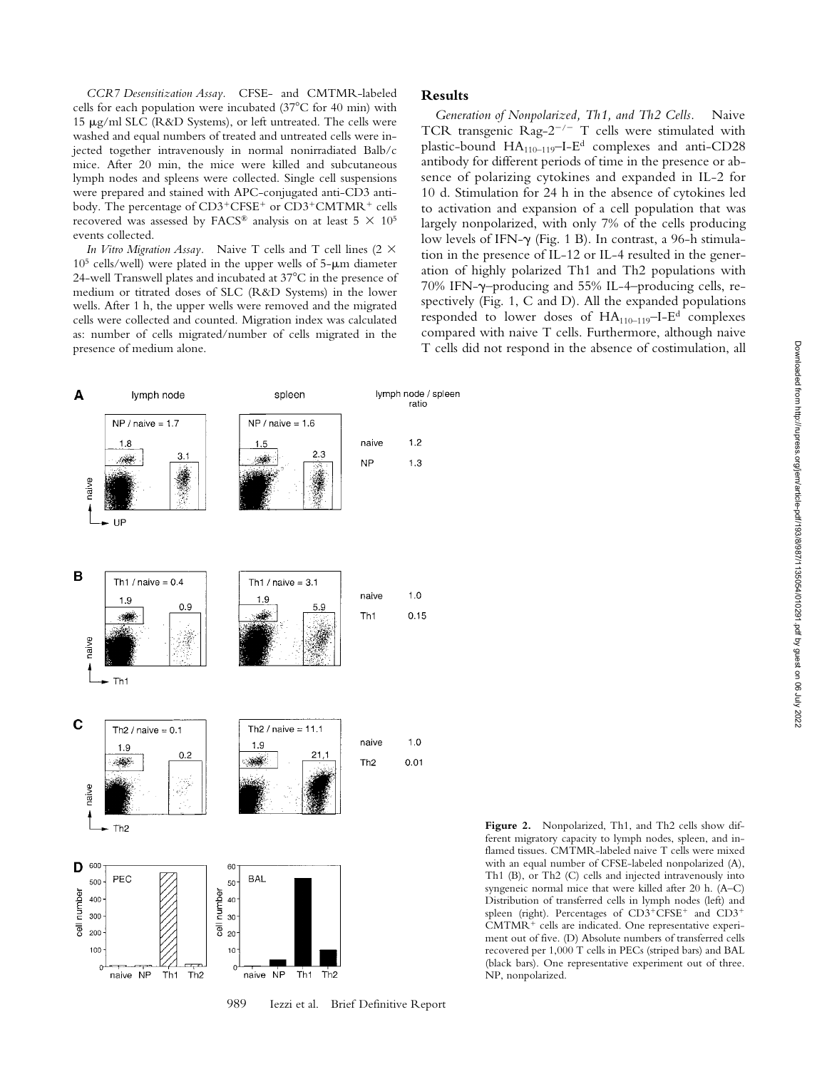*CCR7 Desensitization Assay.* CFSE- and CMTMR-labeled cells for each population were incubated (37°C for 40 min) with 15 μg/ml SLC (R&D Systems), or left untreated. The cells were washed and equal numbers of treated and untreated cells were injected together intravenously in normal nonirradiated Balb/c mice. After 20 min, the mice were killed and subcutaneous lymph nodes and spleens were collected. Single cell suspensions were prepared and stained with APC-conjugated anti-CD3 antibody. The percentage of $CD3^+CFSE^+$ or $CD3^+CMTMR^+$ cells recovered was assessed by FACS® analysis on at least $5 \times 10^5$ events collected.

*In Vitro Migration Assay.* Naive T cells and T cell lines ($2 \times 10^5$ cells/well) were plated in the upper wells of 5-μm diameter 24-well Transwell plates and incubated at 37°C in the presence of medium or titrated doses of SLC (R&D Systems) in the lower wells. After 1 h, the upper wells were removed and the migrated cells were collected and counted. Migration index was calculated as: number of cells migrated/number of cells migrated in the presence of medium alone.

## Results

*Generation of Nonpolarized, Th1, and Th2 Cells.* Naive TCR transgenic Rag-$2^{-/-}$ T cells were stimulated with plastic-bound $HA_{110–119}$–I-$E^d$ complexes and anti-CD28 antibody for different periods of time in the presence or absence of polarizing cytokines and expanded in IL-2 for 10 d. Stimulation for 24 h in the absence of cytokines led to activation and expansion of a cell population that was largely nonpolarized, with only 7% of the cells producing low levels of IFN-γ (Fig. 1 B). In contrast, a 96-h stimulation in the presence of IL-12 or IL-4 resulted in the generation of highly polarized Th1 and Th2 populations with 70% IFN-γ–producing and 55% IL-4–producing cells, respectively (Fig. 1, C and D). All the expanded populations responded to lower doses of $HA_{110–119}$–I-$E^d$ complexes compared with naive T cells. Furthermore, although naive T cells did not respond in the absence of costimulation, all

**Figure 2.** Nonpolarized, Th1, and Th2 cells show different migratory capacity to lymph nodes, spleen, and inflamed tissues. CMTMR-labeled naive T cells were mixed with an equal number of CFSE-labeled nonpolarized (A), Th1 (B), or Th2 (C) cells and injected intravenously into syngeneic normal mice that were killed after 20 h. (A–C) Distribution of transferred cells in lymph nodes (left) and spleen (right). Percentages of $CD3^+CFSE^+$ and $CD3^+$ $CMTMR^+$ cells are indicated. One representative experiment out of five. (D) Absolute numbers of transferred cells recovered per 1,000 T cells in PECs (striped bars) and BAL (black bars). One representative experiment out of three. NP, nonpolarized.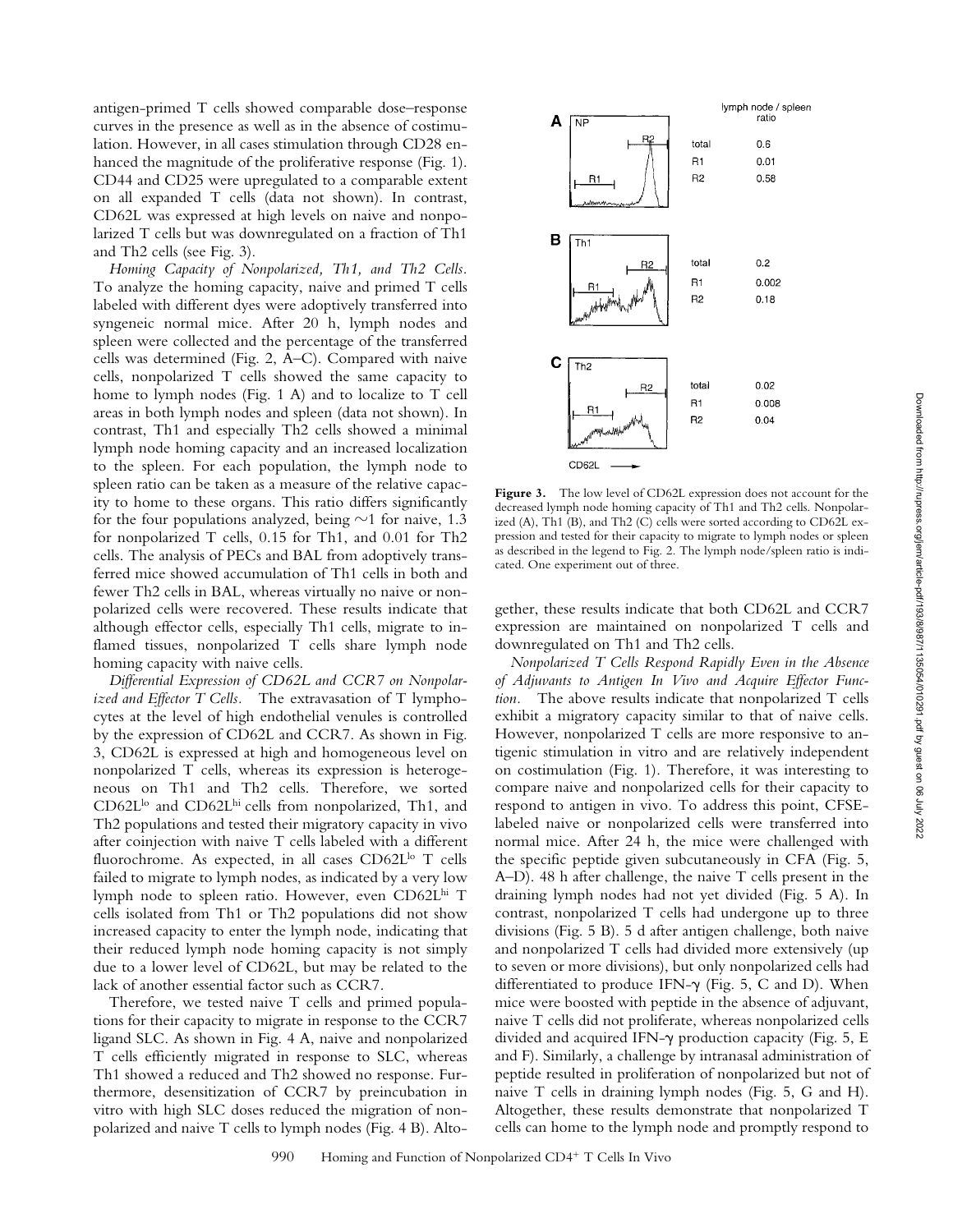antigen-primed T cells showed comparable dose–response curves in the presence as well as in the absence of costimulation. However, in all cases stimulation through CD28 enhanced the magnitude of the proliferative response (Fig. 1). CD44 and CD25 were upregulated to a comparable extent on all expanded T cells (data not shown). In contrast, CD62L was expressed at high levels on naive and nonpolarized T cells but was downregulated on a fraction of Th1 and Th2 cells (see Fig. 3).

*Homing Capacity of Nonpolarized, Th1, and Th2 Cells.* To analyze the homing capacity, naive and primed T cells labeled with different dyes were adoptively transferred into syngeneic normal mice. After 20 h, lymph nodes and spleen were collected and the percentage of the transferred cells was determined (Fig. 2, A–C). Compared with naive cells, nonpolarized T cells showed the same capacity to home to lymph nodes (Fig. 1 A) and to localize to T cell areas in both lymph nodes and spleen (data not shown). In contrast, Th1 and especially Th2 cells showed a minimal lymph node homing capacity and an increased localization to the spleen. For each population, the lymph node to spleen ratio can be taken as a measure of the relative capacity to home to these organs. This ratio differs significantly for the four populations analyzed, being ~1 for naive, 1.3 for nonpolarized T cells, 0.15 for Th1, and 0.01 for Th2 cells. The analysis of PECs and BAL from adoptively transferred mice showed accumulation of Th1 cells in both and fewer Th2 cells in BAL, whereas virtually no naive or nonpolarized cells were recovered. These results indicate that although effector cells, especially Th1 cells, migrate to inflamed tissues, nonpolarized T cells share lymph node homing capacity with naive cells.

*Differential Expression of CD62L and CCR7 on Nonpolarized and Effector T Cells.* The extravasation of T lymphocytes at the level of high endothelial venules is controlled by the expression of CD62L and CCR7. As shown in Fig. 3, CD62L is expressed at high and homogeneous level on nonpolarized T cells, whereas its expression is heterogeneous on Th1 and Th2 cells. Therefore, we sorted CD62L$^{lo}$ and CD62L$^{hi}$ cells from nonpolarized, Th1, and Th2 populations and tested their migratory capacity in vivo after coinjection with naive T cells labeled with a different fluorochrome. As expected, in all cases CD62L$^{lo}$ T cells failed to migrate to lymph nodes, as indicated by a very low lymph node to spleen ratio. However, even CD62L$^{hi}$ T cells isolated from Th1 or Th2 populations did not show increased capacity to enter the lymph node, indicating that their reduced lymph node homing capacity is not simply due to a lower level of CD62L, but may be related to the lack of another essential factor such as CCR7.

Therefore, we tested naive T cells and primed populations for their capacity to migrate in response to the CCR7 ligand SLC. As shown in Fig. 4 A, naive and nonpolarized T cells efficiently migrated in response to SLC, whereas Th1 showed a reduced and Th2 showed no response. Furthermore, desensitization of CCR7 by preincubation in vitro with high SLC doses reduced the migration of nonpolarized and naive T cells to lymph nodes (Fig. 4 B). Altogether, these results indicate that both CD62L and CCR7 expression are maintained on nonpolarized T cells and downregulated on Th1 and Th2 cells.

| Panel | | lymph node / spleen ratio |
| --- | --- | --- |
| A (NP) | total | 0.6 |
| | R1 | 0.01 |
| | R2 | 0.58 |
| B (Th1) | total | 0.2 |
| | R1 | 0.002 |
| | R2 | 0.18 |
| C (Th2) | total | 0.02 |
| | R1 | 0.008 |
| | R2 | 0.04 |

**Figure 3.** The low level of CD62L expression does not account for the decreased lymph node homing capacity of Th1 and Th2 cells. Nonpolarized (A), Th1 (B), and Th2 (C) cells were sorted according to CD62L expression and tested for their capacity to migrate to lymph nodes or spleen as described in the legend to Fig. 2. The lymph node/spleen ratio is indicated. One experiment out of three.

*Nonpolarized T Cells Respond Rapidly Even in the Absence of Adjuvants to Antigen In Vivo and Acquire Effector Function.* The above results indicate that nonpolarized T cells exhibit a migratory capacity similar to that of naive cells. However, nonpolarized T cells are more responsive to antigenic stimulation in vitro and are relatively independent on costimulation (Fig. 1). Therefore, it was interesting to compare naive and nonpolarized cells for their capacity to respond to antigen in vivo. To address this point, CFSE-labeled naive or nonpolarized cells were transferred into normal mice. After 24 h, the mice were challenged with the specific peptide given subcutaneously in CFA (Fig. 5, A–D). 48 h after challenge, the naive T cells present in the draining lymph nodes had not yet divided (Fig. 5 A). In contrast, nonpolarized T cells had undergone up to three divisions (Fig. 5 B). 5 d after antigen challenge, both naive and nonpolarized T cells had divided more extensively (up to seven or more divisions), but only nonpolarized cells had differentiated to produce IFN-γ (Fig. 5, C and D). When mice were boosted with peptide in the absence of adjuvant, naive T cells did not proliferate, whereas nonpolarized cells divided and acquired IFN-γ production capacity (Fig. 5, E and F). Similarly, a challenge by intranasal administration of peptide resulted in proliferation of nonpolarized but not of naive T cells in draining lymph nodes (Fig. 5, G and H). Altogether, these results demonstrate that nonpolarized T cells can home to the lymph node and promptly respond to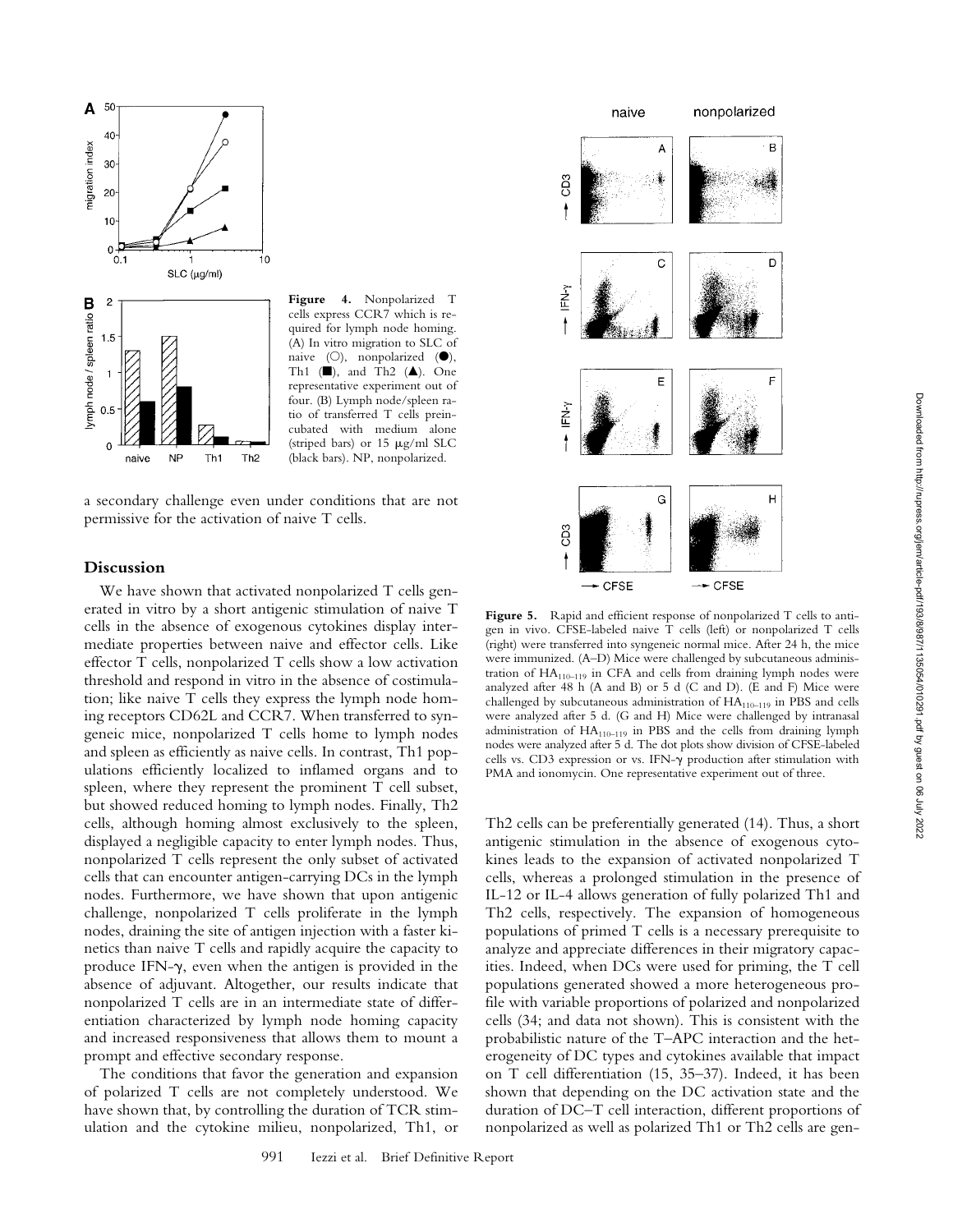**Figure 4.** Nonpolarized T cells express CCR7 which is required for lymph node homing. (A) In vitro migration to SLC of naive (○), nonpolarized (●), Th1 (■), and Th2 (▲). One representative experiment out of four. (B) Lymph node/spleen ratio of transferred T cells preincubated with medium alone (striped bars) or 15 μg/ml SLC (black bars). NP, nonpolarized.

a secondary challenge even under conditions that are not permissive for the activation of naive T cells.

## Discussion

We have shown that activated nonpolarized T cells generated in vitro by a short antigenic stimulation of naive T cells in the absence of exogenous cytokines display intermediate properties between naive and effector cells. Like effector T cells, nonpolarized T cells show a low activation threshold and respond in vitro in the absence of costimulation; like naive T cells they express the lymph node homing receptors CD62L and CCR7. When transferred to syngeneic mice, nonpolarized T cells home to lymph nodes and spleen as efficiently as naive cells. In contrast, Th1 populations efficiently localized to inflamed organs and to spleen, where they represent the prominent T cell subset, but showed reduced homing to lymph nodes. Finally, Th2 cells, although homing almost exclusively to the spleen, displayed a negligible capacity to enter lymph nodes. Thus, nonpolarized T cells represent the only subset of activated cells that can encounter antigen-carrying DCs in the lymph nodes. Furthermore, we have shown that upon antigenic challenge, nonpolarized T cells proliferate in the lymph nodes, draining the site of antigen injection with a faster kinetics than naive T cells and rapidly acquire the capacity to produce IFN-γ, even when the antigen is provided in the absence of adjuvant. Altogether, our results indicate that nonpolarized T cells are in an intermediate state of differentiation characterized by lymph node homing capacity and increased responsiveness that allows them to mount a prompt and effective secondary response.

The conditions that favor the generation and expansion of polarized T cells are not completely understood. We have shown that, by controlling the duration of TCR stimulation and the cytokine milieu, nonpolarized, Th1, or Th2 cells can be preferentially generated (14). Thus, a short antigenic stimulation in the absence of exogenous cytokines leads to the expansion of activated nonpolarized T cells, whereas a prolonged stimulation in the presence of IL-12 or IL-4 allows generation of fully polarized Th1 and Th2 cells, respectively. The expansion of homogeneous populations of primed T cells is a necessary prerequisite to analyze and appreciate differences in their migratory capacities. Indeed, when DCs were used for priming, the T cell populations generated showed a more heterogeneous profile with variable proportions of polarized and nonpolarized cells (34; and data not shown). This is consistent with the probabilistic nature of the T–APC interaction and the heterogeneity of DC types and cytokines available that impact on T cell differentiation (15, 35–37). Indeed, it has been shown that depending on the DC activation state and the duration of DC–T cell interaction, different proportions of nonpolarized as well as polarized Th1 or Th2 cells are gen-

**Figure 5.** Rapid and efficient response of nonpolarized T cells to antigen in vivo. CFSE-labeled naive T cells (left) or nonpolarized T cells (right) were transferred into syngeneic normal mice. After 24 h, the mice were immunized. (A–D) Mice were challenged by subcutaneous administration of $HA_{110–119}$ in CFA and cells from draining lymph nodes were analyzed after 48 h (A and B) or 5 d (C and D). (E and F) Mice were challenged by subcutaneous administration of $HA_{110–119}$ in PBS and cells were analyzed after 5 d. (G and H) Mice were challenged by intranasal administration of $HA_{110–119}$ in PBS and the cells from draining lymph nodes were analyzed after 5 d. The dot plots show division of CFSE-labeled cells vs. CD3 expression or vs. IFN-γ production after stimulation with PMA and ionomycin. One representative experiment out of three.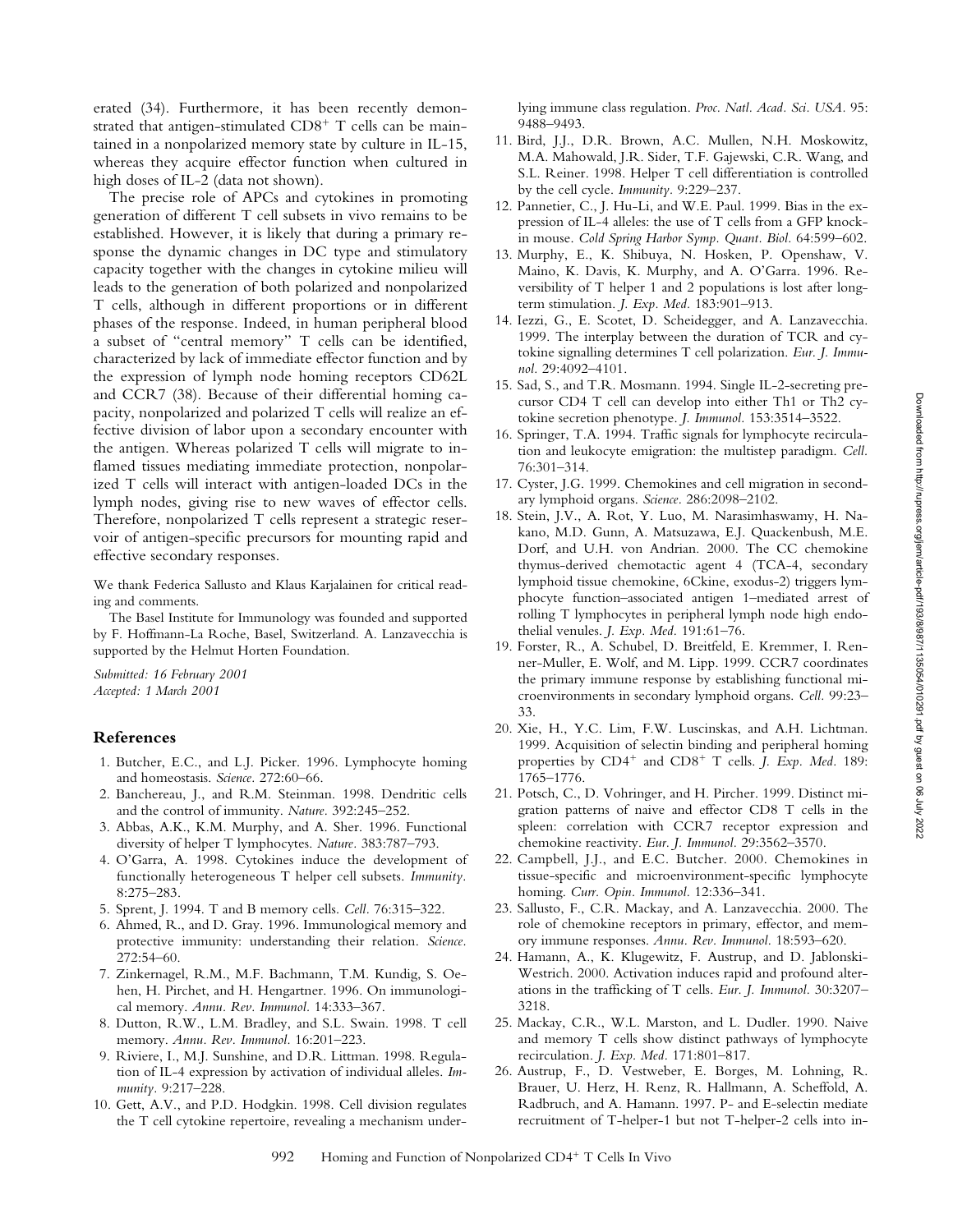erated (34). Furthermore, it has been recently demonstrated that antigen-stimulated $CD8^+$ T cells can be maintained in a nonpolarized memory state by culture in IL-15, whereas they acquire effector function when cultured in high doses of IL-2 (data not shown).

The precise role of APCs and cytokines in promoting generation of different T cell subsets in vivo remains to be established. However, it is likely that during a primary response the dynamic changes in DC type and stimulatory capacity together with the changes in cytokine milieu will leads to the generation of both polarized and nonpolarized T cells, although in different proportions or in different phases of the response. Indeed, in human peripheral blood a subset of "central memory" T cells can be identified, characterized by lack of immediate effector function and by the expression of lymph node homing receptors CD62L and CCR7 (38). Because of their differential homing capacity, nonpolarized and polarized T cells will realize an effective division of labor upon a secondary encounter with the antigen. Whereas polarized T cells will migrate to inflamed tissues mediating immediate protection, nonpolarized T cells will interact with antigen-loaded DCs in the lymph nodes, giving rise to new waves of effector cells. Therefore, nonpolarized T cells represent a strategic reservoir of antigen-specific precursors for mounting rapid and effective secondary responses.

We thank Federica Sallusto and Klaus Karjalainen for critical reading and comments.

The Basel Institute for Immunology was founded and supported by F. Hoffmann-La Roche, Basel, Switzerland. A. Lanzavecchia is supported by the Helmut Horten Foundation.

*Submitted: 16 February 2001*
*Accepted: 1 March 2001*

## References

1. Butcher, E.C., and L.J. Picker. 1996. Lymphocyte homing and homeostasis. *Science.* 272:60–66.
2. Banchereau, J., and R.M. Steinman. 1998. Dendritic cells and the control of immunity. *Nature.* 392:245–252.
3. Abbas, A.K., K.M. Murphy, and A. Sher. 1996. Functional diversity of helper T lymphocytes. *Nature.* 383:787–793.
4. O'Garra, A. 1998. Cytokines induce the development of functionally heterogeneous T helper cell subsets. *Immunity.* 8:275–283.
5. Sprent, J. 1994. T and B memory cells. *Cell.* 76:315–322.
6. Ahmed, R., and D. Gray. 1996. Immunological memory and protective immunity: understanding their relation. *Science.* 272:54–60.
7. Zinkernagel, R.M., M.F. Bachmann, T.M. Kundig, S. Oehen, H. Pirchet, and H. Hengartner. 1996. On immunological memory. *Annu. Rev. Immunol.* 14:333–367.
8. Dutton, R.W., L.M. Bradley, and S.L. Swain. 1998. T cell memory. *Annu. Rev. Immunol.* 16:201–223.
9. Riviere, I., M.J. Sunshine, and D.R. Littman. 1998. Regulation of IL-4 expression by activation of individual alleles. *Immunity.* 9:217–228.
10. Gett, A.V., and P.D. Hodgkin. 1998. Cell division regulates the T cell cytokine repertoire, revealing a mechanism underlying immune class regulation. *Proc. Natl. Acad. Sci. USA.* 95: 9488–9493.
11. Bird, J.J., D.R. Brown, A.C. Mullen, N.H. Moskowitz, M.A. Mahowald, J.R. Sider, T.F. Gajewski, C.R. Wang, and S.L. Reiner. 1998. Helper T cell differentiation is controlled by the cell cycle. *Immunity.* 9:229–237.
12. Pannetier, C., J. Hu-Li, and W.E. Paul. 1999. Bias in the expression of IL-4 alleles: the use of T cells from a GFP knock-in mouse. *Cold Spring Harbor Symp. Quant. Biol.* 64:599–602.
13. Murphy, E., K. Shibuya, N. Hosken, P. Openshaw, V. Maino, K. Davis, K. Murphy, and A. O'Garra. 1996. Reversibility of T helper 1 and 2 populations is lost after long-term stimulation. *J. Exp. Med.* 183:901–913.
14. Iezzi, G., E. Scotet, D. Scheidegger, and A. Lanzavecchia. 1999. The interplay between the duration of TCR and cytokine signalling determines T cell polarization. *Eur. J. Immunol.* 29:4092–4101.
15. Sad, S., and T.R. Mosmann. 1994. Single IL-2-secreting precursor CD4 T cell can develop into either Th1 or Th2 cytokine secretion phenotype. *J. Immunol.* 153:3514–3522.
16. Springer, T.A. 1994. Traffic signals for lymphocyte recirculation and leukocyte emigration: the multistep paradigm. *Cell.* 76:301–314.
17. Cyster, J.G. 1999. Chemokines and cell migration in secondary lymphoid organs. *Science.* 286:2098–2102.
18. Stein, J.V., A. Rot, Y. Luo, M. Narasimhaswamy, H. Nakano, M.D. Gunn, A. Matsuzawa, E.J. Quackenbush, M.E. Dorf, and U.H. von Andrian. 2000. The CC chemokine thymus-derived chemotactic agent 4 (TCA-4, secondary lymphoid tissue chemokine, 6Ckine, exodus-2) triggers lymphocyte function–associated antigen 1–mediated arrest of rolling T lymphocytes in peripheral lymph node high endothelial venules. *J. Exp. Med.* 191:61–76.
19. Forster, R., A. Schubel, D. Breitfeld, E. Kremmer, I. Renner-Muller, E. Wolf, and M. Lipp. 1999. CCR7 coordinates the primary immune response by establishing functional microenvironments in secondary lymphoid organs. *Cell.* 99:23–33.
20. Xie, H., Y.C. Lim, F.W. Luscinskas, and A.H. Lichtman. 1999. Acquisition of selectin binding and peripheral homing properties by $CD4^+$ and $CD8^+$ T cells. *J. Exp. Med.* 189: 1765–1776.
21. Potsch, C., D. Vohringer, and H. Pircher. 1999. Distinct migration patterns of naive and effector CD8 T cells in the spleen: correlation with CCR7 receptor expression and chemokine reactivity. *Eur. J. Immunol.* 29:3562–3570.
22. Campbell, J.J., and E.C. Butcher. 2000. Chemokines in tissue-specific and microenvironment-specific lymphocyte homing. *Curr. Opin. Immunol.* 12:336–341.
23. Sallusto, F., C.R. Mackay, and A. Lanzavecchia. 2000. The role of chemokine receptors in primary, effector, and memory immune responses. *Annu. Rev. Immunol.* 18:593–620.
24. Hamann, A., K. Klugewitz, F. Austrup, and D. Jablonski-Westrich. 2000. Activation induces rapid and profound alterations in the trafficking of T cells. *Eur. J. Immunol.* 30:3207–3218.
25. Mackay, C.R., W.L. Marston, and L. Dudler. 1990. Naive and memory T cells show distinct pathways of lymphocyte recirculation. *J. Exp. Med.* 171:801–817.
26. Austrup, F., D. Vestweber, E. Borges, M. Lohning, R. Brauer, U. Herz, H. Renz, R. Hallmann, A. Scheffold, A. Radbruch, and A. Hamann. 1997. P- and E-selectin mediate recruitment of T-helper-1 but not T-helper-2 cells into in-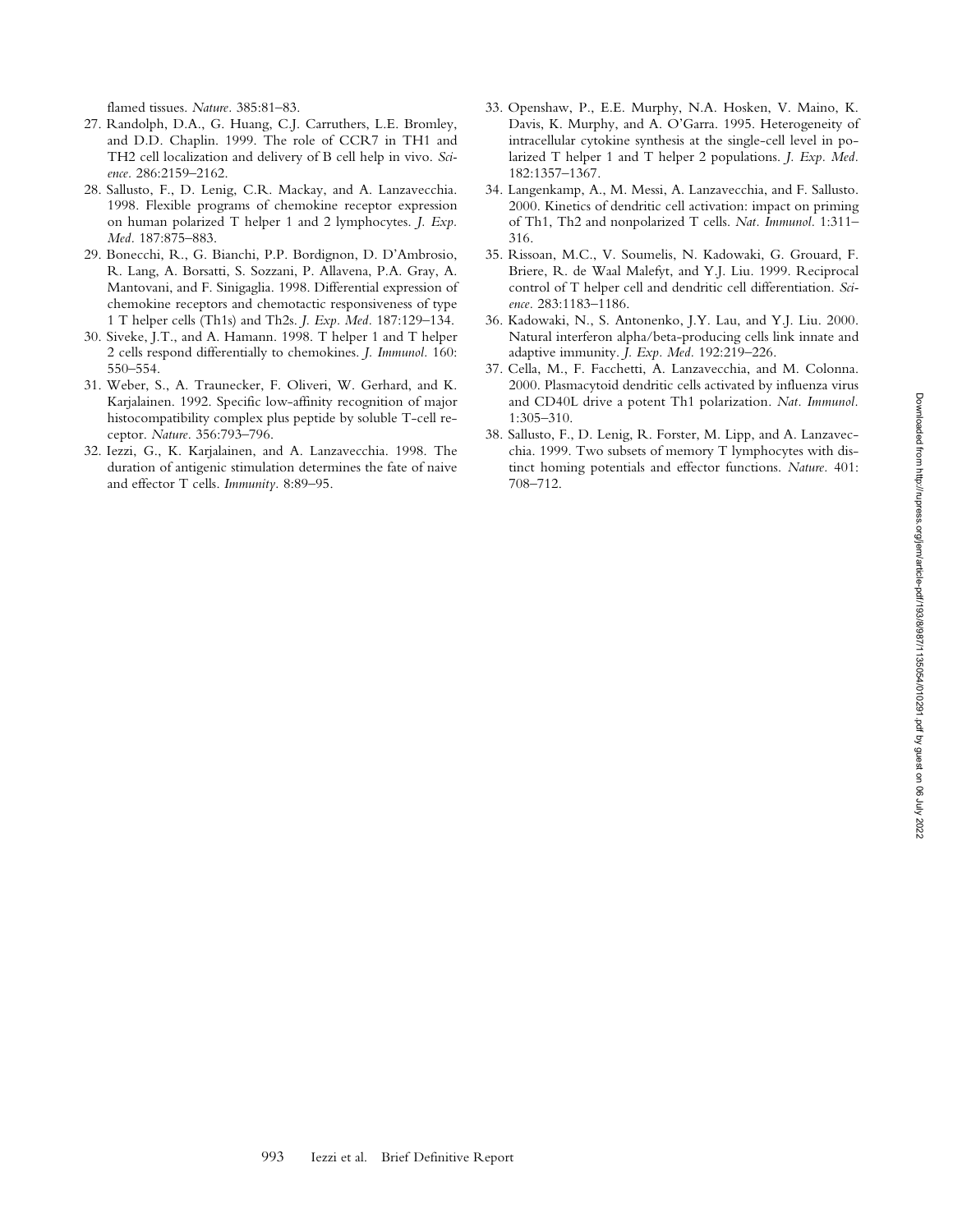flamed tissues. *Nature*. 385:81–83.

27. Randolph, D.A., G. Huang, C.J. Carruthers, L.E. Bromley, and D.D. Chaplin. 1999. The role of CCR7 in TH1 and TH2 cell localization and delivery of B cell help in vivo. *Science*. 286:2159–2162.
28. Sallusto, F., D. Lenig, C.R. Mackay, and A. Lanzavecchia. 1998. Flexible programs of chemokine receptor expression on human polarized T helper 1 and 2 lymphocytes. *J. Exp. Med*. 187:875–883.
29. Bonecchi, R., G. Bianchi, P.P. Bordignon, D. D'Ambrosio, R. Lang, A. Borsatti, S. Sozzani, P. Allavena, P.A. Gray, A. Mantovani, and F. Sinigaglia. 1998. Differential expression of chemokine receptors and chemotactic responsiveness of type 1 T helper cells (Th1s) and Th2s. *J. Exp. Med*. 187:129–134.
30. Siveke, J.T., and A. Hamann. 1998. T helper 1 and T helper 2 cells respond differentially to chemokines. *J. Immunol*. 160: 550–554.
31. Weber, S., A. Traunecker, F. Oliveri, W. Gerhard, and K. Karjalainen. 1992. Specific low-affinity recognition of major histocompatibility complex plus peptide by soluble T-cell receptor. *Nature*. 356:793–796.
32. Iezzi, G., K. Karjalainen, and A. Lanzavecchia. 1998. The duration of antigenic stimulation determines the fate of naive and effector T cells. *Immunity*. 8:89–95.
33. Openshaw, P., E.E. Murphy, N.A. Hosken, V. Maino, K. Davis, K. Murphy, and A. O'Garra. 1995. Heterogeneity of intracellular cytokine synthesis at the single-cell level in polarized T helper 1 and T helper 2 populations. *J. Exp. Med*. 182:1357–1367.
34. Langenkamp, A., M. Messi, A. Lanzavecchia, and F. Sallusto. 2000. Kinetics of dendritic cell activation: impact on priming of Th1, Th2 and nonpolarized T cells. *Nat. Immunol*. 1:311–316.
35. Rissoan, M.C., V. Soumelis, N. Kadowaki, G. Grouard, F. Briere, R. de Waal Malefyt, and Y.J. Liu. 1999. Reciprocal control of T helper cell and dendritic cell differentiation. *Science*. 283:1183–1186.
36. Kadowaki, N., S. Antonenko, J.Y. Lau, and Y.J. Liu. 2000. Natural interferon alpha/beta-producing cells link innate and adaptive immunity. *J. Exp. Med*. 192:219–226.
37. Cella, M., F. Facchetti, A. Lanzavecchia, and M. Colonna. 2000. Plasmacytoid dendritic cells activated by influenza virus and CD40L drive a potent Th1 polarization. *Nat. Immunol*. 1:305–310.
38. Sallusto, F., D. Lenig, R. Forster, M. Lipp, and A. Lanzavecchia. 1999. Two subsets of memory T lymphocytes with distinct homing potentials and effector functions. *Nature*. 401: 708–712.